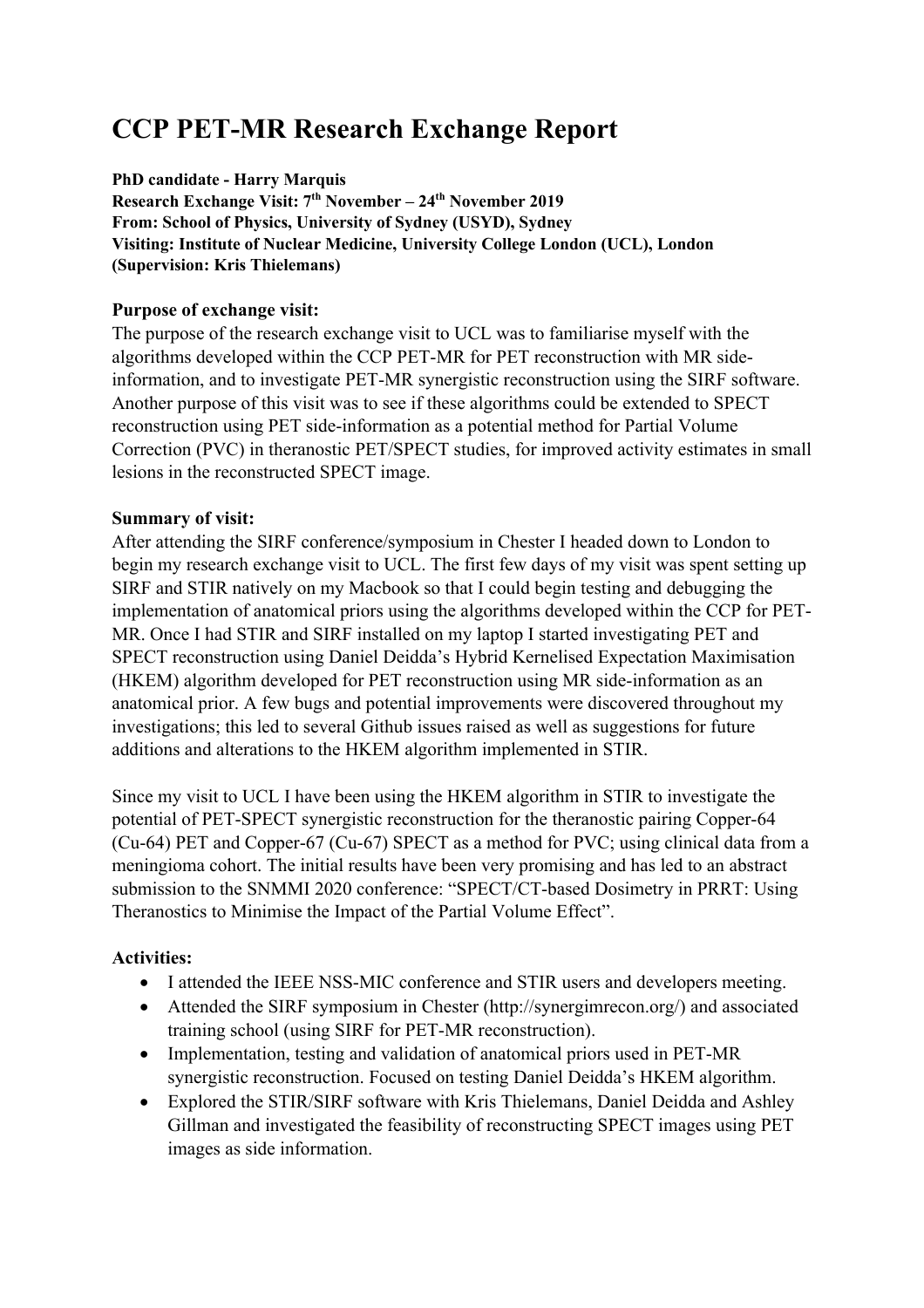# CCP PET-MR Research Exchange Report

**PhD candidate - Harry Marquis**
**Research Exchange Visit: 7th November – 24th November 2019**
**From: School of Physics, University of Sydney (USYD), Sydney**
**Visiting: Institute of Nuclear Medicine, University College London (UCL), London**
**(Supervision: Kris Thielemans)**

**Purpose of exchange visit:**
The purpose of the research exchange visit to UCL was to familiarise myself with the algorithms developed within the CCP PET-MR for PET reconstruction with MR side-information, and to investigate PET-MR synergistic reconstruction using the SIRF software. Another purpose of this visit was to see if these algorithms could be extended to SPECT reconstruction using PET side-information as a potential method for Partial Volume Correction (PVC) in theranostic PET/SPECT studies, for improved activity estimates in small lesions in the reconstructed SPECT image.

**Summary of visit:**
After attending the SIRF conference/symposium in Chester I headed down to London to begin my research exchange visit to UCL. The first few days of my visit was spent setting up SIRF and STIR natively on my Macbook so that I could begin testing and debugging the implementation of anatomical priors using the algorithms developed within the CCP for PET-MR. Once I had STIR and SIRF installed on my laptop I started investigating PET and SPECT reconstruction using Daniel Deidda's Hybrid Kernelised Expectation Maximisation (HKEM) algorithm developed for PET reconstruction using MR side-information as an anatomical prior. A few bugs and potential improvements were discovered throughout my investigations; this led to several Github issues raised as well as suggestions for future additions and alterations to the HKEM algorithm implemented in STIR.

Since my visit to UCL I have been using the HKEM algorithm in STIR to investigate the potential of PET-SPECT synergistic reconstruction for the theranostic pairing Copper-64 (Cu-64) PET and Copper-67 (Cu-67) SPECT as a method for PVC; using clinical data from a meningioma cohort. The initial results have been very promising and has led to an abstract submission to the SNMMI 2020 conference: "SPECT/CT-based Dosimetry in PRRT: Using Theranostics to Minimise the Impact of the Partial Volume Effect".

**Activities:**

- I attended the IEEE NSS-MIC conference and STIR users and developers meeting.
- Attended the SIRF symposium in Chester (http://synergimrecon.org/) and associated training school (using SIRF for PET-MR reconstruction).
- Implementation, testing and validation of anatomical priors used in PET-MR synergistic reconstruction. Focused on testing Daniel Deidda's HKEM algorithm.
- Explored the STIR/SIRF software with Kris Thielemans, Daniel Deidda and Ashley Gillman and investigated the feasibility of reconstructing SPECT images using PET images as side information.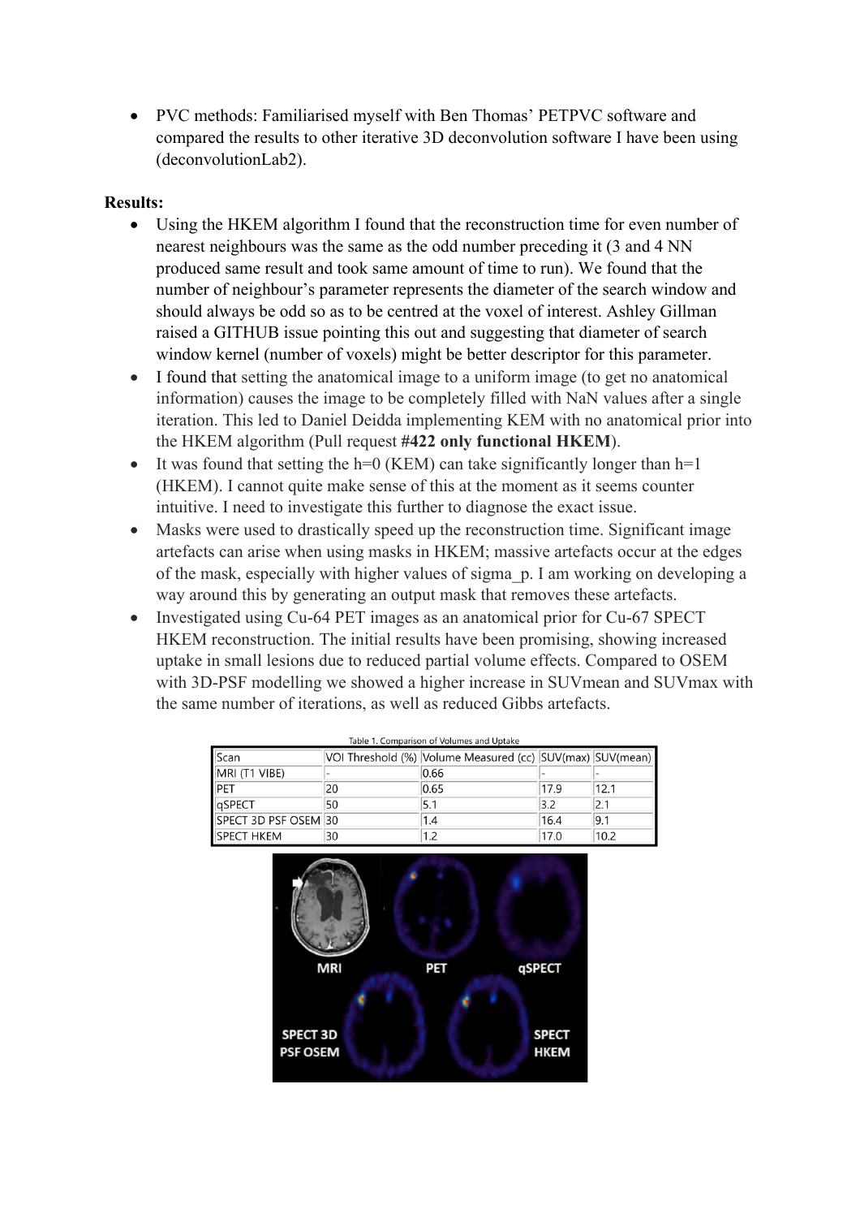- PVC methods: Familiarised myself with Ben Thomas' PETPVC software and compared the results to other iterative 3D deconvolution software I have been using (deconvolutionLab2).

**Results:**

- Using the HKEM algorithm I found that the reconstruction time for even number of nearest neighbours was the same as the odd number preceding it (3 and 4 NN produced same result and took same amount of time to run). We found that the number of neighbour's parameter represents the diameter of the search window and should always be odd so as to be centred at the voxel of interest. Ashley Gillman raised a GITHUB issue pointing this out and suggesting that diameter of search window kernel (number of voxels) might be better descriptor for this parameter.
- I found that setting the anatomical image to a uniform image (to get no anatomical information) causes the image to be completely filled with NaN values after a single iteration. This led to Daniel Deidda implementing KEM with no anatomical prior into the HKEM algorithm (Pull request **#422 only functional HKEM**).
- It was found that setting the h=0 (KEM) can take significantly longer than h=1 (HKEM). I cannot quite make sense of this at the moment as it seems counter intuitive. I need to investigate this further to diagnose the exact issue.
- Masks were used to drastically speed up the reconstruction time. Significant image artefacts can arise when using masks in HKEM; massive artefacts occur at the edges of the mask, especially with higher values of sigma_p. I am working on developing a way around this by generating an output mask that removes these artefacts.
- Investigated using Cu-64 PET images as an anatomical prior for Cu-67 SPECT HKEM reconstruction. The initial results have been promising, showing increased uptake in small lesions due to reduced partial volume effects. Compared to OSEM with 3D-PSF modelling we showed a higher increase in SUVmean and SUVmax with the same number of iterations, as well as reduced Gibbs artefacts.

Table 1. Comparison of Volumes and Uptake

| Scan | VOI Threshold (%) | Volume Measured (cc) | SUV(max) | SUV(mean) |
|---|---|---|---|---|
| MRI (T1 VIBE) | - | 0.66 | - | - |
| PET | 20 | 0.65 | 17.9 | 12.1 |
| qSPECT | 50 | 5.1 | 3.2 | 2.1 |
| SPECT 3D PSF OSEM | 30 | 1.4 | 16.4 | 9.1 |
| SPECT HKEM | 30 | 1.2 | 17.0 | 10.2 |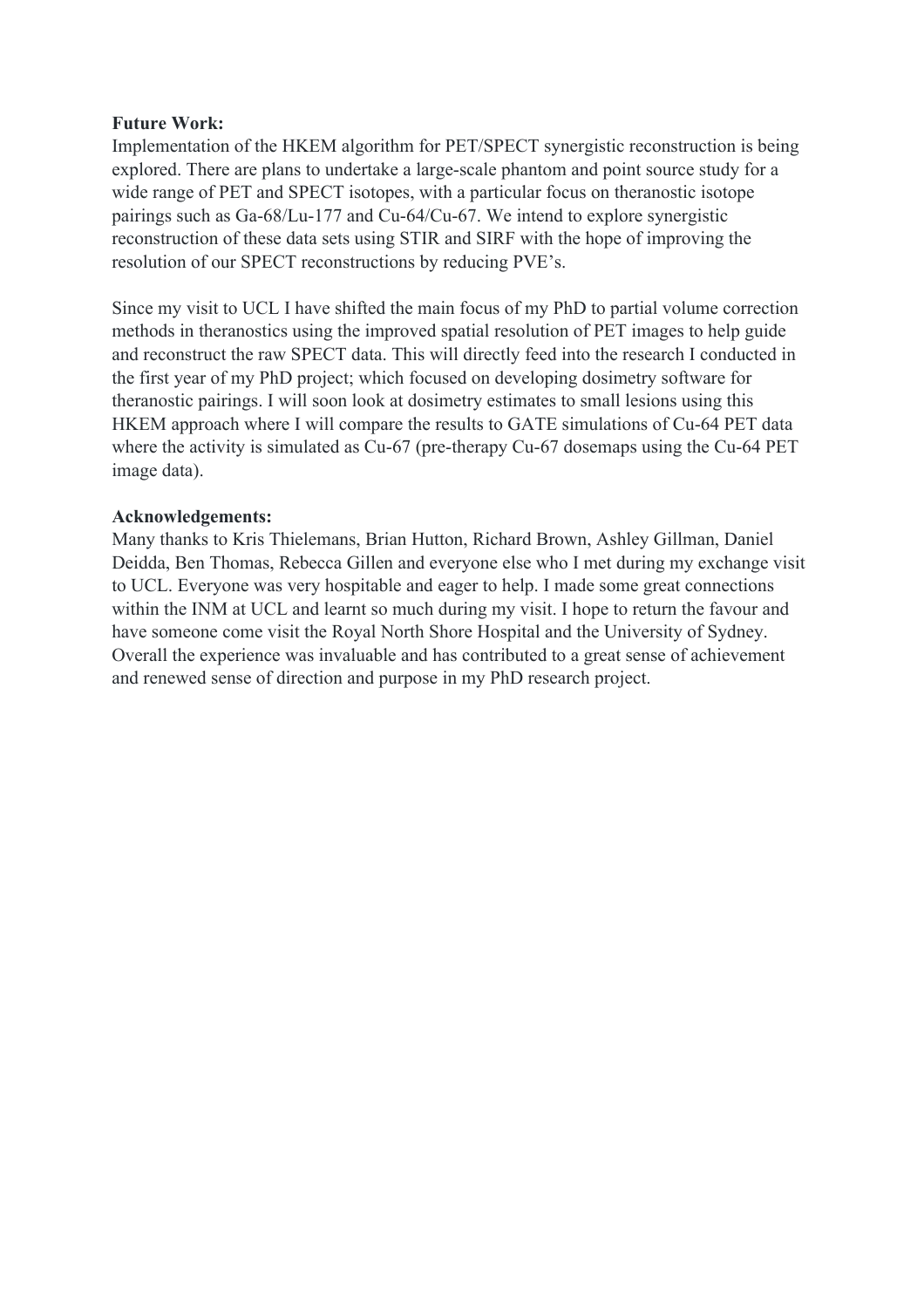**Future Work:**
Implementation of the HKEM algorithm for PET/SPECT synergistic reconstruction is being explored. There are plans to undertake a large-scale phantom and point source study for a wide range of PET and SPECT isotopes, with a particular focus on theranostic isotope pairings such as Ga-68/Lu-177 and Cu-64/Cu-67. We intend to explore synergistic reconstruction of these data sets using STIR and SIRF with the hope of improving the resolution of our SPECT reconstructions by reducing PVE's.

Since my visit to UCL I have shifted the main focus of my PhD to partial volume correction methods in theranostics using the improved spatial resolution of PET images to help guide and reconstruct the raw SPECT data. This will directly feed into the research I conducted in the first year of my PhD project; which focused on developing dosimetry software for theranostic pairings. I will soon look at dosimetry estimates to small lesions using this HKEM approach where I will compare the results to GATE simulations of Cu-64 PET data where the activity is simulated as Cu-67 (pre-therapy Cu-67 dosemaps using the Cu-64 PET image data).

**Acknowledgements:**
Many thanks to Kris Thielemans, Brian Hutton, Richard Brown, Ashley Gillman, Daniel Deidda, Ben Thomas, Rebecca Gillen and everyone else who I met during my exchange visit to UCL. Everyone was very hospitable and eager to help. I made some great connections within the INM at UCL and learnt so much during my visit. I hope to return the favour and have someone come visit the Royal North Shore Hospital and the University of Sydney. Overall the experience was invaluable and has contributed to a great sense of achievement and renewed sense of direction and purpose in my PhD research project.